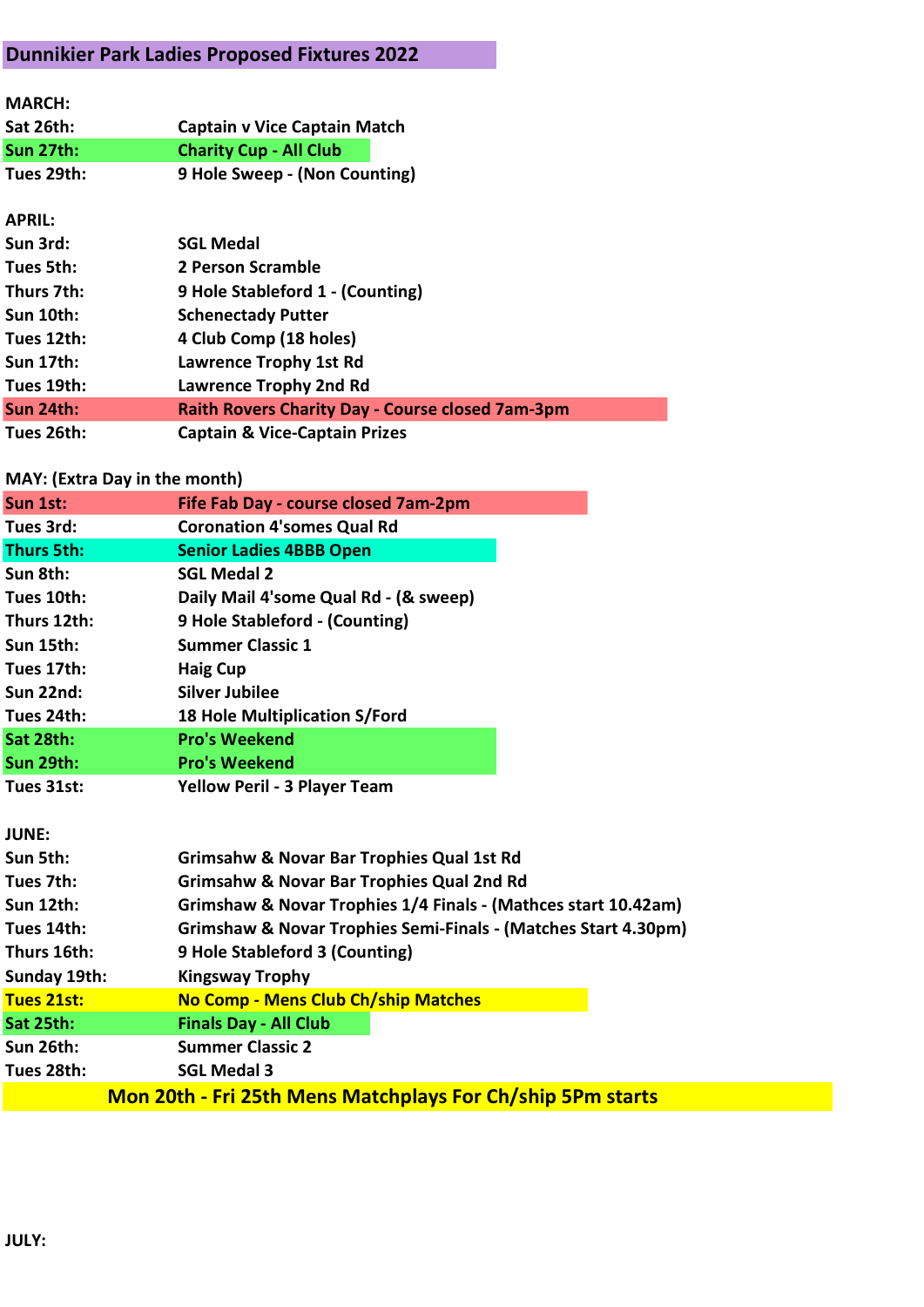# Dunnikier Park Ladies Proposed Fixtures 2022

**MARCH:**

| | |
|---|---|
| **Sat 26th:** | **Captain v Vice Captain Match** |
| **Sun 27th:** | **Charity Cup - All Club** |
| **Tues 29th:** | **9 Hole Sweep - (Non Counting)** |

**APRIL:**

| | |
|---|---|
| **Sun 3rd:** | **SGL Medal** |
| **Tues 5th:** | **2 Person Scramble** |
| **Thurs 7th:** | **9 Hole Stableford 1 - (Counting)** |
| **Sun 10th:** | **Schenectady Putter** |
| **Tues 12th:** | **4 Club Comp (18 holes)** |
| **Sun 17th:** | **Lawrence Trophy 1st Rd** |
| **Tues 19th:** | **Lawrence Trophy 2nd Rd** |
| **Sun 24th:** | **Raith Rovers Charity Day - Course closed 7am-3pm** |
| **Tues 26th:** | **Captain & Vice-Captain Prizes** |

**MAY: (Extra Day in the month)**

| | |
|---|---|
| **Sun 1st:** | **Fife Fab Day - course closed 7am-2pm** |
| **Tues 3rd:** | **Coronation 4'somes Qual Rd** |
| **Thurs 5th:** | **Senior Ladies 4BBB Open** |
| **Sun 8th:** | **SGL Medal 2** |
| **Tues 10th:** | **Daily Mail 4'some Qual Rd - (& sweep)** |
| **Thurs 12th:** | **9 Hole Stableford - (Counting)** |
| **Sun 15th:** | **Summer Classic 1** |
| **Tues 17th:** | **Haig Cup** |
| **Sun 22nd:** | **Silver Jubilee** |
| **Tues 24th:** | **18 Hole Multiplication S/Ford** |
| **Sat 28th:** | **Pro's Weekend** |
| **Sun 29th:** | **Pro's Weekend** |
| **Tues 31st:** | **Yellow Peril - 3 Player Team** |

**JUNE:**

| | |
|---|---|
| **Sun 5th:** | **Grimsahw & Novar Bar Trophies Qual 1st Rd** |
| **Tues 7th:** | **Grimsahw & Novar Bar Trophies Qual 2nd Rd** |
| **Sun 12th:** | **Grimshaw & Novar Trophies 1/4 Finals - (Mathces start 10.42am)** |
| **Tues 14th:** | **Grimshaw & Novar Trophies Semi-Finals - (Matches Start 4.30pm)** |
| **Thurs 16th:** | **9 Hole Stableford 3 (Counting)** |
| **Sunday 19th:** | **Kingsway Trophy** |
| **Tues 21st:** | **No Comp - Mens Club Ch/ship Matches** |
| **Sat 25th:** | **Finals Day - All Club** |
| **Sun 26th:** | **Summer Classic 2** |
| **Tues 28th:** | **SGL Medal 3** |

**Mon 20th - Fri 25th Mens Matchplays For Ch/ship 5Pm starts**

**JULY:**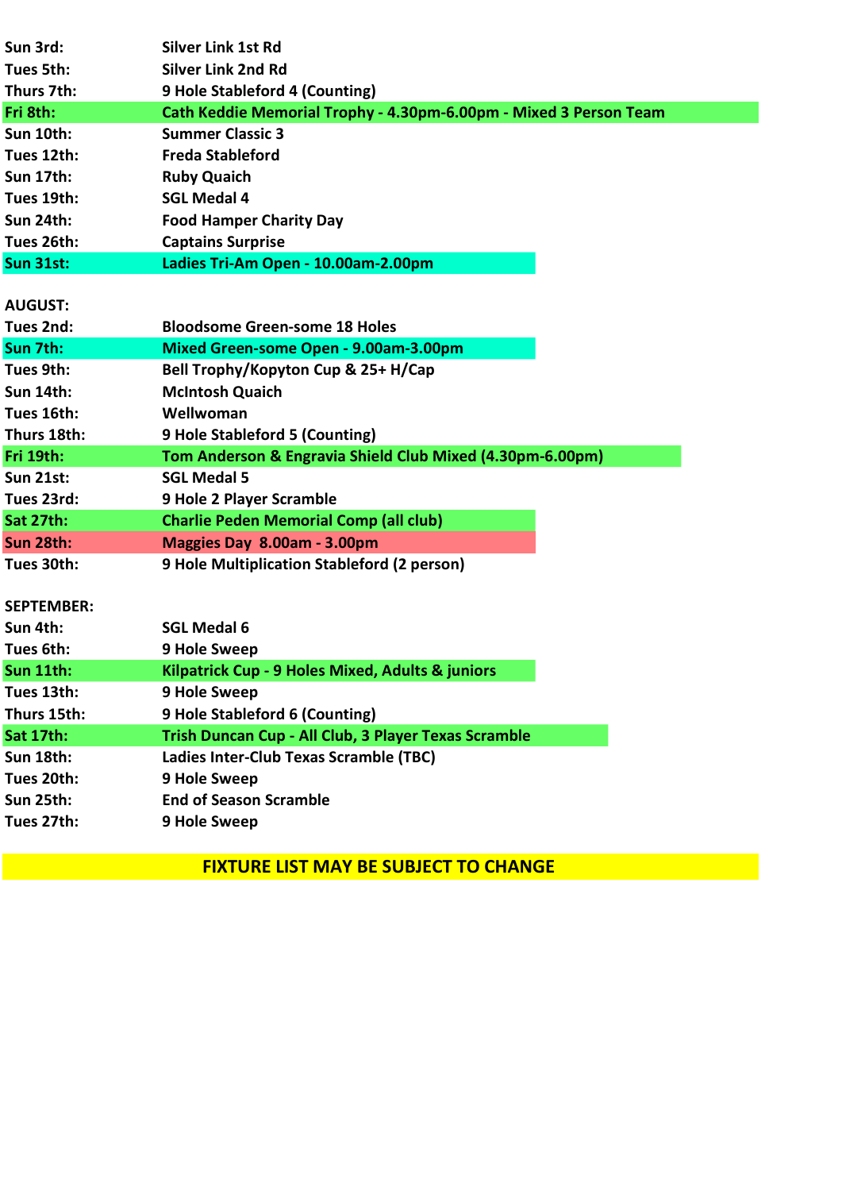| | |
|---|---|
| **Sun 3rd:** | **Silver Link 1st Rd** |
| **Tues 5th:** | **Silver Link 2nd Rd** |
| **Thurs 7th:** | **9 Hole Stableford 4 (Counting)** |
| **Fri 8th:** | **Cath Keddie Memorial Trophy - 4.30pm-6.00pm - Mixed 3 Person Team** |
| **Sun 10th:** | **Summer Classic 3** |
| **Tues 12th:** | **Freda Stableford** |
| **Sun 17th:** | **Ruby Quaich** |
| **Tues 19th:** | **SGL Medal 4** |
| **Sun 24th:** | **Food Hamper Charity Day** |
| **Tues 26th:** | **Captains Surprise** |
| **Sun 31st:** | **Ladies Tri-Am Open - 10.00am-2.00pm** |

**AUGUST:**

| | |
|---|---|
| **Tues 2nd:** | **Bloodsome Green-some 18 Holes** |
| **Sun 7th:** | **Mixed Green-some Open - 9.00am-3.00pm** |
| **Tues 9th:** | **Bell Trophy/Kopyton Cup & 25+ H/Cap** |
| **Sun 14th:** | **McIntosh Quaich** |
| **Tues 16th:** | **Wellwoman** |
| **Thurs 18th:** | **9 Hole Stableford 5 (Counting)** |
| **Fri 19th:** | **Tom Anderson & Engravia Shield Club Mixed (4.30pm-6.00pm)** |
| **Sun 21st:** | **SGL Medal 5** |
| **Tues 23rd:** | **9 Hole 2 Player Scramble** |
| **Sat 27th:** | **Charlie Peden Memorial Comp (all club)** |
| **Sun 28th:** | **Maggies Day 8.00am - 3.00pm** |
| **Tues 30th:** | **9 Hole Multiplication Stableford (2 person)** |

**SEPTEMBER:**

| | |
|---|---|
| **Sun 4th:** | **SGL Medal 6** |
| **Tues 6th:** | **9 Hole Sweep** |
| **Sun 11th:** | **Kilpatrick Cup - 9 Holes Mixed, Adults & juniors** |
| **Tues 13th:** | **9 Hole Sweep** |
| **Thurs 15th:** | **9 Hole Stableford 6 (Counting)** |
| **Sat 17th:** | **Trish Duncan Cup - All Club, 3 Player Texas Scramble** |
| **Sun 18th:** | **Ladies Inter-Club Texas Scramble (TBC)** |
| **Tues 20th:** | **9 Hole Sweep** |
| **Sun 25th:** | **End of Season Scramble** |
| **Tues 27th:** | **9 Hole Sweep** |

**FIXTURE LIST MAY BE SUBJECT TO CHANGE**